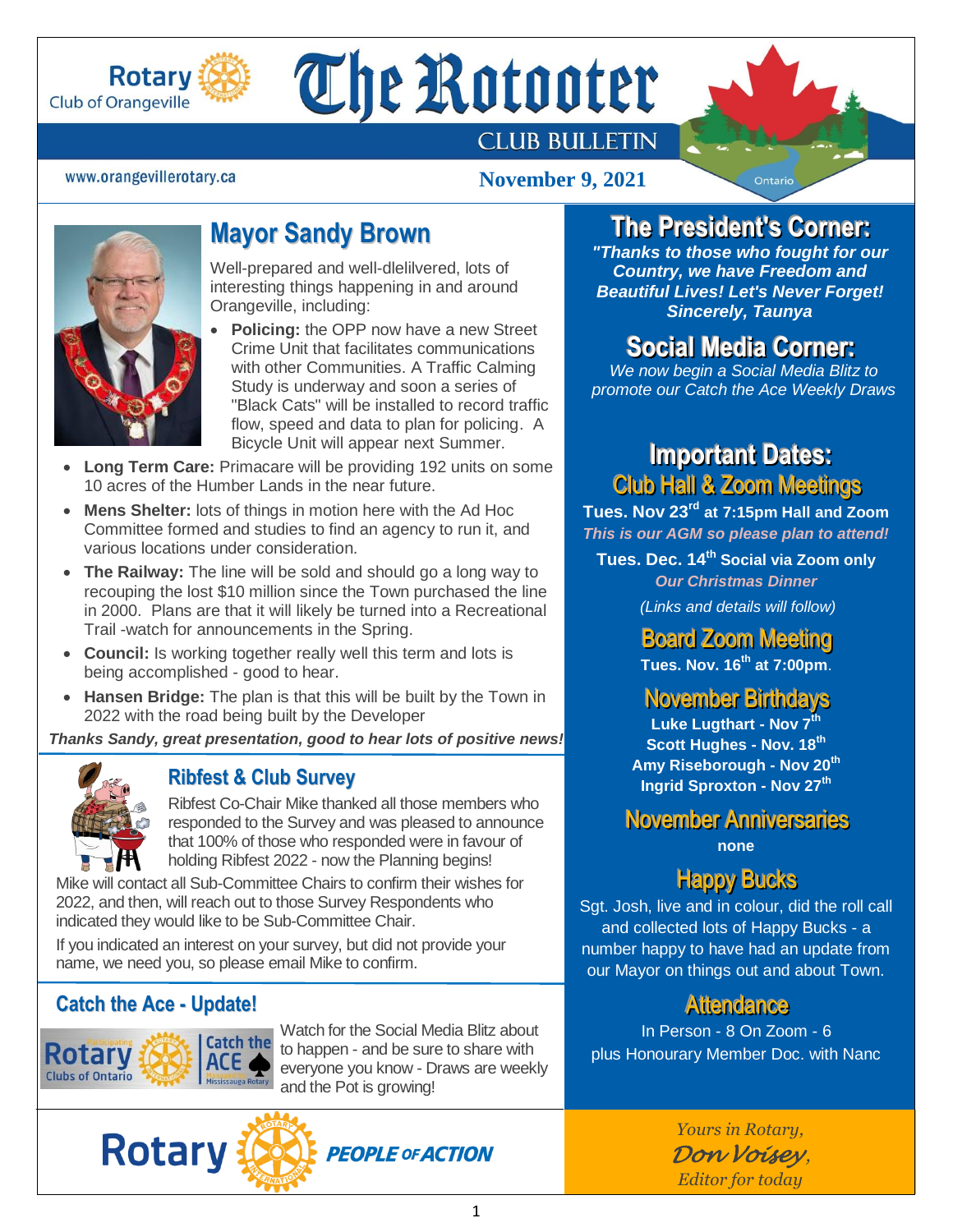Rotary Club of Orangeville

# The Rotooter

CLUB BULLETIN

www.orangevillerotary.ca

**November 9, 2021**

Ontario

## Mayor Sandy Brown

Well-prepared and well-dlelilvered, lots of interesting things happening in and around Orangeville, including:

- **Policing:** the OPP now have a new Street Crime Unit that facilitates communications with other Communities. A Traffic Calming Study is underway and soon a series of "Black Cats" will be installed to record traffic flow, speed and data to plan for policing. A Bicycle Unit will appear next Summer.
- **Long Term Care:** Primacare will be providing 192 units on some 10 acres of the Humber Lands in the near future.
- **Mens Shelter:** lots of things in motion here with the Ad Hoc Committee formed and studies to find an agency to run it, and various locations under consideration.
- **The Railway:** The line will be sold and should go a long way to recouping the lost $10 million since the Town purchased the line in 2000. Plans are that it will likely be turned into a Recreational Trail -watch for announcements in the Spring.
- **Council:** Is working together really well this term and lots is being accomplished - good to hear.
- **Hansen Bridge:** The plan is that this will be built by the Town in 2022 with the road being built by the Developer

***Thanks Sandy, great presentation, good to hear lots of positive news!***

## Ribfest & Club Survey

Ribfest Co-Chair Mike thanked all those members who responded to the Survey and was pleased to announce that 100% of those who responded were in favour of holding Ribfest 2022 - now the Planning begins!

Mike will contact all Sub-Committee Chairs to confirm their wishes for 2022, and then, will reach out to those Survey Respondents who indicated they would like to be Sub-Committee Chair.

If you indicated an interest on your survey, but did not provide your name, we need you, so please email Mike to confirm.

## Catch the Ace - Update!

Participating Rotary Clubs of Ontario | Catch the ACE | Mississauga Rotary

Watch for the Social Media Blitz about to happen - and be sure to share with everyone you know - Draws are weekly and the Pot is growing!

Rotary **PEOPLE OF ACTION**

## The President's Corner:

***"Thanks to those who fought for our Country, we have Freedom and Beautiful Lives! Let's Never Forget! Sincerely, Taunya***

## Social Media Corner:

*We now begin a Social Media Blitz to promote our Catch the Ace Weekly Draws*

## Important Dates:

### Club Hall & Zoom Meetings

**Tues. Nov 23rd at 7:15pm Hall and Zoom**

***This is our AGM so please plan to attend!***

**Tues. Dec. 14th Social via Zoom only**

***Our Christmas Dinner***

*(Links and details will follow)*

### Board Zoom Meeting

**Tues. Nov. 16th at 7:00pm**.

### November Birthdays

**Luke Lugthart - Nov 7th**
**Scott Hughes - Nov. 18th**
**Amy Riseborough - Nov 20th**
**Ingrid Sproxton - Nov 27th**

### November Anniversaries

**none**

### Happy Bucks

Sgt. Josh, live and in colour, did the roll call and collected lots of Happy Bucks - a number happy to have had an update from our Mayor on things out and about Town.

### Attendance

In Person - 8 On Zoom - 6
plus Honourary Member Doc. with Nanc

*Yours in Rotary,*
*Don Voisey,*
*Editor for today*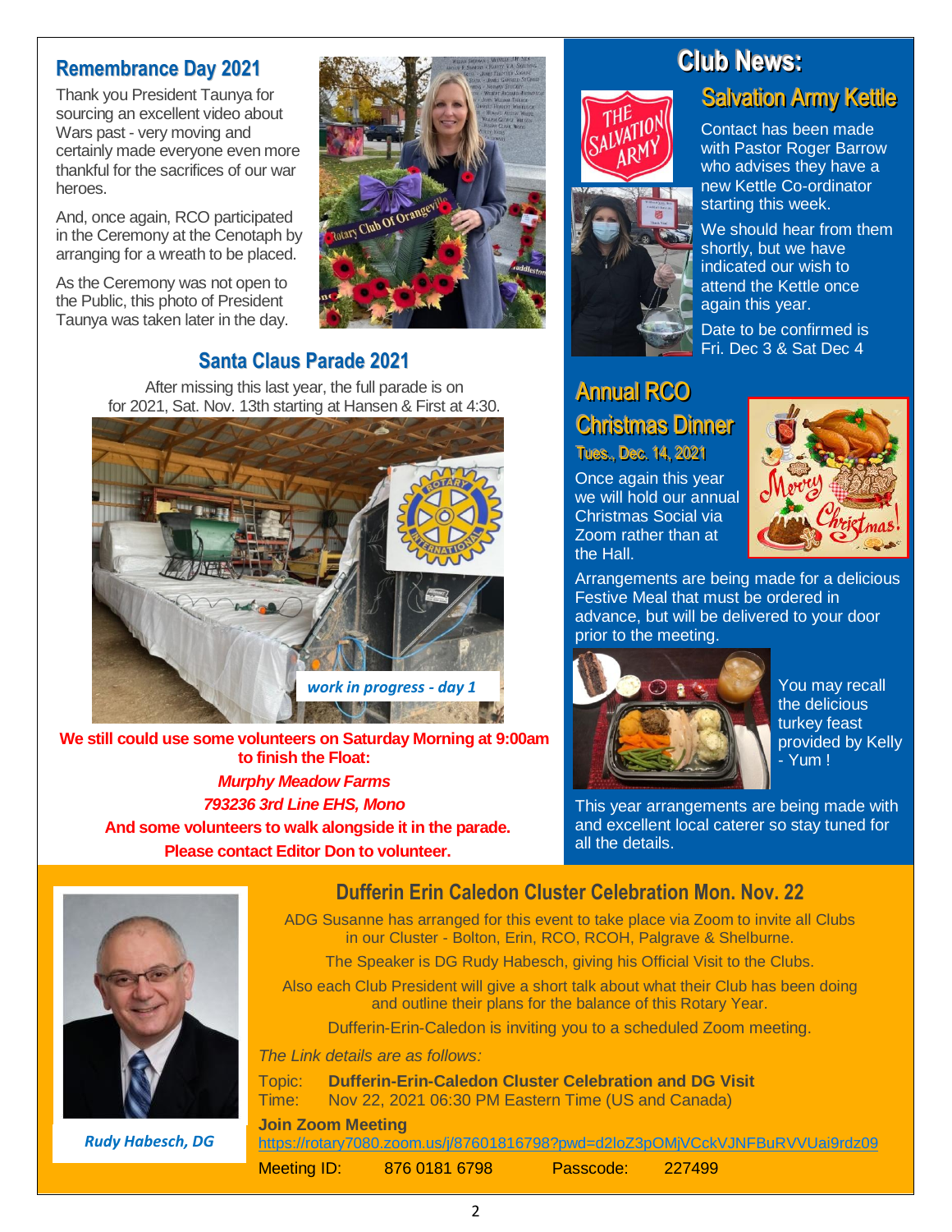## Remembrance Day 2021

Thank you President Taunya for sourcing an excellent video about Wars past - very moving and certainly made everyone even more thankful for the sacrifices of our war heroes.

And, once again, RCO participated in the Ceremony at the Cenotaph by arranging for a wreath to be placed.

As the Ceremony was not open to the Public, this photo of President Taunya was taken later in the day.

## Santa Claus Parade 2021

After missing this last year, the full parade is on for 2021, Sat. Nov. 13th starting at Hansen & First at 4:30.

*work in progress - day 1*

**We still could use some volunteers on Saturday Morning at 9:00am to finish the Float:**

***Murphy Meadow Farms***

***793236 3rd Line EHS, Mono***

**And some volunteers to walk alongside it in the parade.**

**Please contact Editor Don to volunteer.**

# Club News:

## Salvation Army Kettle

Contact has been made with Pastor Roger Barrow who advises they have a new Kettle Co-ordinator starting this week.

We should hear from them shortly, but we have indicated our wish to attend the Kettle once again this year.

Date to be confirmed is Fri. Dec 3 & Sat Dec 4

## Annual RCO Christmas Dinner

### Tues., Dec. 14, 2021

Once again this year we will hold our annual Christmas Social via Zoom rather than at the Hall.

Arrangements are being made for a delicious Festive Meal that must be ordered in advance, but will be delivered to your door prior to the meeting.

You may recall the delicious turkey feast provided by Kelly - Yum !

This year arrangements are being made with and excellent local caterer so stay tuned for all the details.

## Dufferin Erin Caledon Cluster Celebration Mon. Nov. 22

ADG Susanne has arranged for this event to take place via Zoom to invite all Clubs in our Cluster - Bolton, Erin, RCO, RCOH, Palgrave & Shelburne.

The Speaker is DG Rudy Habesch, giving his Official Visit to the Clubs.

Also each Club President will give a short talk about what their Club has been doing and outline their plans for the balance of this Rotary Year.

Dufferin-Erin-Caledon is inviting you to a scheduled Zoom meeting.

*The Link details are as follows:*

Topic: **Dufferin-Erin-Caledon Cluster Celebration and DG Visit**
Time: Nov 22, 2021 06:30 PM Eastern Time (US and Canada)

**Join Zoom Meeting**
https://rotary7080.zoom.us/j/87601816798?pwd=d2loZ3pOMjVCckVJNFBuRVVUai9rdz09

Meeting ID: 876 0181 6798 Passcode: 227499

*Rudy Habesch, DG*